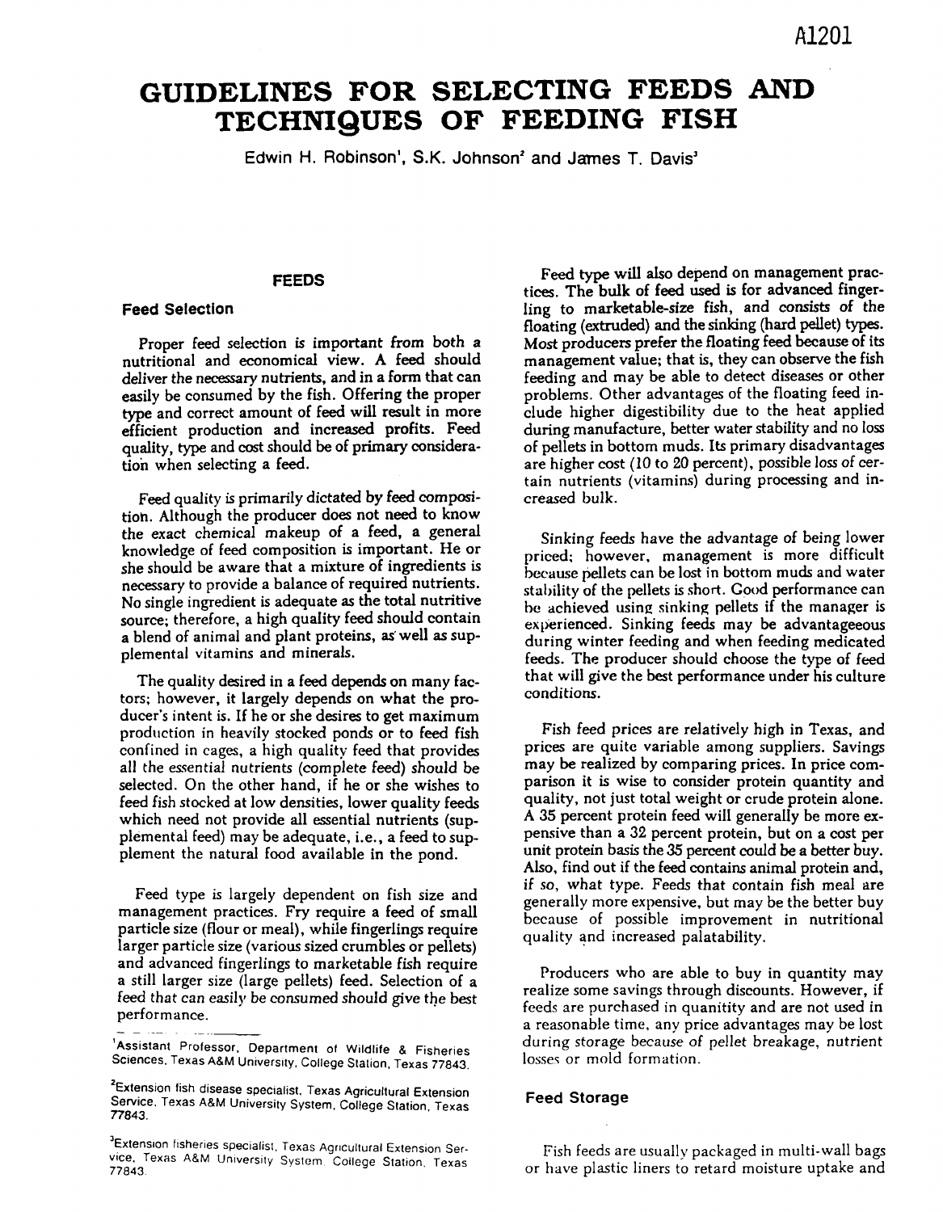A1201

# GUIDELINES FOR SELECTING FEEDS AND TECHNIQUES OF FEEDING FISH

Edwin H. Robinson[1], S.K. Johnson[2] and James T. Davis[3]

## FEEDS

### Feed Selection

Proper feed selection is important from both a nutritional and economical view. A feed should deliver the necessary nutrients, and in a form that can easily be consumed by the fish. Offering the proper type and correct amount of feed will result in more efficient production and increased profits. Feed quality, type and cost should be of primary consideration when selecting a feed.

Feed quality is primarily dictated by feed composition. Although the producer does not need to know the exact chemical makeup of a feed, a general knowledge of feed composition is important. He or she should be aware that a mixture of ingredients is necessary to provide a balance of required nutrients. No single ingredient is adequate as the total nutritive source; therefore, a high quality feed should contain a blend of animal and plant proteins, as well as supplemental vitamins and minerals.

The quality desired in a feed depends on many factors; however, it largely depends on what the producer's intent is. If he or she desires to get maximum production in heavily stocked ponds or to feed fish confined in cages, a high quality feed that provides all the essential nutrients (complete feed) should be selected. On the other hand, if he or she wishes to feed fish stocked at low densities, lower quality feeds which need not provide all essential nutrients (supplemental feed) may be adequate, i.e., a feed to supplement the natural food available in the pond.

Feed type is largely dependent on fish size and management practices. Fry require a feed of small particle size (flour or meal), while fingerlings require larger particle size (various sized crumbles or pellets) and advanced fingerlings to marketable fish require a still larger size (large pellets) feed. Selection of a feed that can easily be consumed should give the best performance.

Feed type will also depend on management practices. The bulk of feed used is for advanced fingerling to marketable-size fish, and consists of the floating (extruded) and the sinking (hard pellet) types. Most producers prefer the floating feed because of its management value; that is, they can observe the fish feeding and may be able to detect diseases or other problems. Other advantages of the floating feed include higher digestibility due to the heat applied during manufacture, better water stability and no loss of pellets in bottom muds. Its primary disadvantages are higher cost (10 to 20 percent), possible loss of certain nutrients (vitamins) during processing and increased bulk.

Sinking feeds have the advantage of being lower priced; however, management is more difficult because pellets can be lost in bottom muds and water stability of the pellets is short. Good performance can be achieved using sinking pellets if the manager is experienced. Sinking feeds may be advantageeous during winter feeding and when feeding medicated feeds. The producer should choose the type of feed that will give the best performance under his culture conditions.

Fish feed prices are relatively high in Texas, and prices are quite variable among suppliers. Savings may be realized by comparing prices. In price comparison it is wise to consider protein quantity and quality, not just total weight or crude protein alone. A 35 percent protein feed will generally be more expensive than a 32 percent protein, but on a cost per unit protein basis the 35 percent could be a better buy. Also, find out if the feed contains animal protein and, if so, what type. Feeds that contain fish meal are generally more expensive, but may be the better buy because of possible improvement in nutritional quality and increased palatability.

Producers who are able to buy in quantity may realize some savings through discounts. However, if feeds are purchased in quanitity and are not used in a reasonable time, any price advantages may be lost during storage because of pellet breakage, nutrient losses or mold formation.

### Feed Storage

Fish feeds are usually packaged in multi-wall bags or have plastic liners to retard moisture uptake and

---

[1] Assistant Professor, Department of Wildlife & Fisheries Sciences, Texas A&M University, College Station, Texas 77843.

[2] Extension fish disease specialist, Texas Agricultural Extension Service, Texas A&M University System, College Station, Texas 77843.

[3] Extension fisheries specialist, Texas Agricultural Extension Service, Texas A&M University System, College Station, Texas 77843.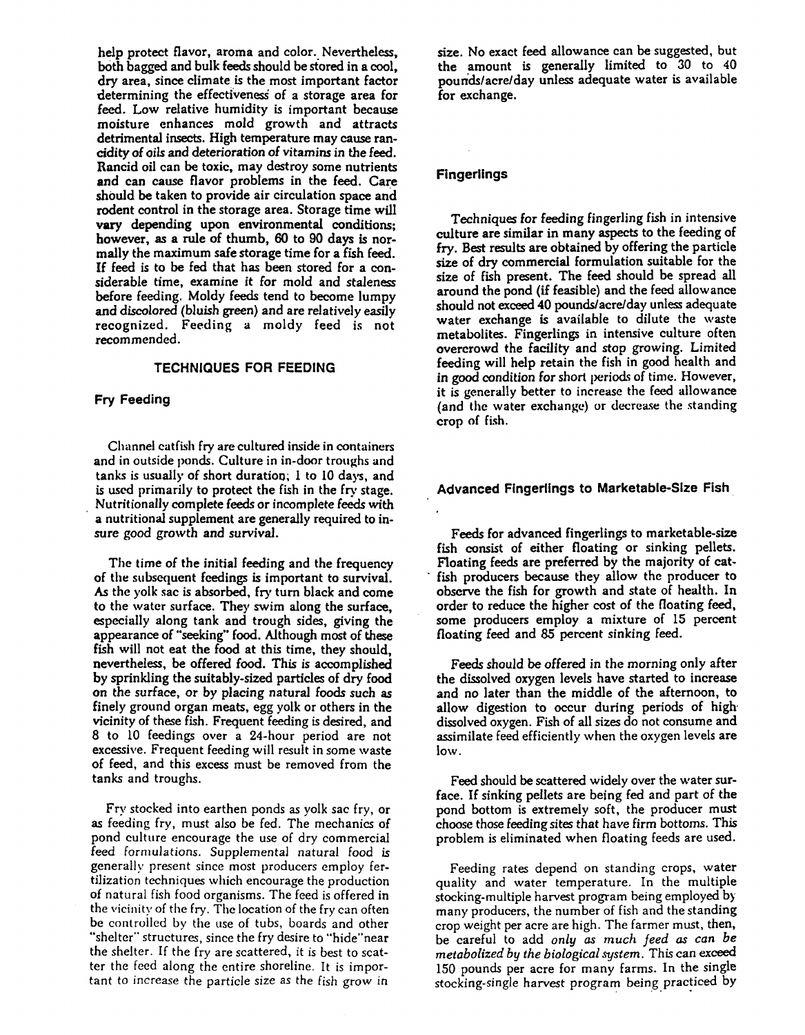help protect flavor, aroma and color. Nevertheless, both bagged and bulk feeds should be stored in a cool, dry area, since climate is the most important factor determining the effectiveness of a storage area for feed. Low relative humidity is important because moisture enhances mold growth and attracts detrimental insects. High temperature may cause rancidity of oils and deterioration of vitamins in the feed. Rancid oil can be toxic, may destroy some nutrients and can cause flavor problems in the feed. Care should be taken to provide air circulation space and rodent control in the storage area. Storage time will vary depending upon environmental conditions; however, as a rule of thumb, 60 to 90 days is normally the maximum safe storage time for a fish feed. If feed is to be fed that has been stored for a considerable time, examine it for mold and staleness before feeding. Moldy feeds tend to become lumpy and discolored (bluish green) and are relatively easily recognized. Feeding a moldy feed is not recommended.

## TECHNIQUES FOR FEEDING

### Fry Feeding

Channel catfish fry are cultured inside in containers and in outside ponds. Culture in in-door troughs and tanks is usually of short duration; 1 to 10 days, and is used primarily to protect the fish in the fry stage. Nutritionally complete feeds or incomplete feeds with a nutritional supplement are generally required to insure good growth and survival.

The time of the initial feeding and the frequency of the subsequent feedings is important to survival. As the yolk sac is absorbed, fry turn black and come to the water surface. They swim along the surface, especially along tank and trough sides, giving the appearance of "seeking" food. Although most of these fish will not eat the food at this time, they should, nevertheless, be offered food. This is accomplished by sprinkling the suitably-sized particles of dry food on the surface, or by placing natural foods such as finely ground organ meats, egg yolk or others in the vicinity of these fish. Frequent feeding is desired, and 8 to 10 feedings over a 24-hour period are not excessive. Frequent feeding will result in some waste of feed, and this excess must be removed from the tanks and troughs.

Fry stocked into earthen ponds as yolk sac fry, or as feeding fry, must also be fed. The mechanics of pond culture encourage the use of dry commercial feed formulations. Supplemental natural food is generally present since most producers employ fertilization techniques which encourage the production of natural fish food organisms. The feed is offered in the vicinity of the fry. The location of the fry can often be controlled by the use of tubs, boards and other "shelter" structures, since the fry desire to "hide" near the shelter. If the fry are scattered, it is best to scatter the feed along the entire shoreline. It is important to increase the particle size as the fish grow in size. No exact feed allowance can be suggested, but the amount is generally limited to 30 to 40 pounds/acre/day unless adequate water is available for exchange.

### Fingerlings

Techniques for feeding fingerling fish in intensive culture are similar in many aspects to the feeding of fry. Best results are obtained by offering the particle size of dry commercial formulation suitable for the size of fish present. The feed should be spread all around the pond (if feasible) and the feed allowance should not exceed 40 pounds/acre/day unless adequate water exchange is available to dilute the waste metabolites. Fingerlings in intensive culture often overcrowd the facility and stop growing. Limited feeding will help retain the fish in good health and in good condition for short periods of time. However, it is generally better to increase the feed allowance (and the water exchange) or decrease the standing crop of fish.

### Advanced Fingerlings to Marketable-Size Fish

Feeds for advanced fingerlings to marketable-size fish consist of either floating or sinking pellets. Floating feeds are preferred by the majority of catfish producers because they allow the producer to observe the fish for growth and state of health. In order to reduce the higher cost of the floating feed, some producers employ a mixture of 15 percent floating feed and 85 percent sinking feed.

Feeds should be offered in the morning only after the dissolved oxygen levels have started to increase and no later than the middle of the afternoon, to allow digestion to occur during periods of high dissolved oxygen. Fish of all sizes do not consume and assimilate feed efficiently when the oxygen levels are low.

Feed should be scattered widely over the water surface. If sinking pellets are being fed and part of the pond bottom is extremely soft, the producer must choose those feeding sites that have firm bottoms. This problem is eliminated when floating feeds are used.

Feeding rates depend on standing crops, water quality and water temperature. In the multiple stocking-multiple harvest program being employed by many producers, the number of fish and the standing crop weight per acre are high. The farmer must, then, be careful to add *only as much feed as can be metabolized by the biological system.* This can exceed 150 pounds per acre for many farms. In the single stocking-single harvest program being practiced by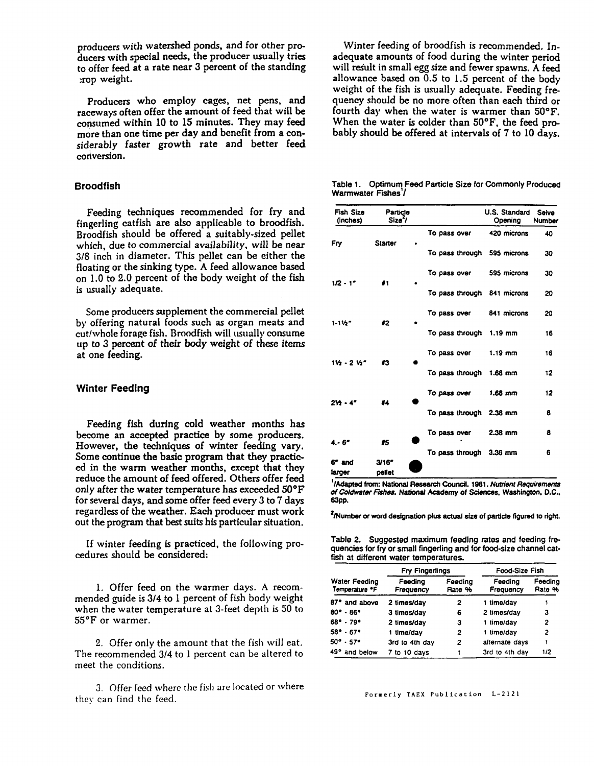producers with watershed ponds, and for other producers with special needs, the producer usually tries to offer feed at a rate near 3 percent of the standing crop weight.

Producers who employ cages, net pens, and raceways often offer the amount of feed that will be consumed within 10 to 15 minutes. They may feed more than one time per day and benefit from a considerably faster growth rate and better feed conversion.

## Broodfish

Feeding techniques recommended for fry and fingerling catfish are also applicable to broodfish. Broodfish should be offered a suitably-sized pellet which, due to commercial availability, will be near 3/8 inch in diameter. This pellet can be either the floating or the sinking type. A feed allowance based on 1.0 to 2.0 percent of the body weight of the fish is usually adequate.

Some producers supplement the commercial pellet by offering natural foods such as organ meats and cut/whole forage fish. Broodfish will usually consume up to 3 percent of their body weight of these items at one feeding.

## Winter Feeding

Feeding fish during cold weather months has become an accepted practice by some producers. However, the techniques of winter feeding vary. Some continue the basic program that they practiced in the warm weather months, except that they reduce the amount of feed offered. Others offer feed only after the water temperature has exceeded 50°F for several days, and some offer feed every 3 to 7 days regardless of the weather. Each producer must work out the program that best suits his particular situation.

If winter feeding is practiced, the following procedures should be considered:

1. Offer feed on the warmer days. A recommended guide is 3/4 to 1 percent of fish body weight when the water temperature at 3-feet depth is 50 to 55°F or warmer.

2. Offer only the amount that the fish will eat. The recommended 3/4 to 1 percent can be altered to meet the conditions.

3. Offer feed where the fish are located or where they can find the feed.

Winter feeding of broodfish is recommended. Inadequate amounts of food during the winter period will result in small egg size and fewer spawns. A feed allowance based on 0.5 to 1.5 percent of the body weight of the fish is usually adequate. Feeding frequency should be no more often than each third or fourth day when the water is warmer than 50°F. When the water is colder than 50°F, the feed probably should be offered at intervals of 7 to 10 days.

**Table 1. Optimum Feed Particle Size for Commonly Produced Warmwater Fishes[1]**

| Fish Size (inches) | Particle Size[2] | | U.S. Standard Opening | Seive Number |
|---|---|---|---|---|
| Fry | Starter | To pass over | 420 microns | 40 |
| | | To pass through | 595 microns | 30 |
| 1/2 - 1" | #1 | To pass over | 595 microns | 30 |
| | | To pass through | 841 microns | 20 |
| 1-1½" | #2 | To pass over | 841 microns | 20 |
| | | To pass through | 1.19 mm | 16 |
| 1½ - 2 ½" | #3 | To pass over | 1.19 mm | 16 |
| | | To pass through | 1.68 mm | 12 |
| 2½ - 4" | #4 | To pass over | 1.68 mm | 12 |
| | | To pass through | 2.38 mm | 8 |
| 4 - 6" | #5 | To pass over | 2.38 mm | 8 |
| | | To pass through | 3.36 mm | 6 |
| 6" and larger | 3/16" pellet | | | |

[1]Adapted from: National Research Council. 1981. *Nutrient Requirements of Coldwater Fishes*. National Academy of Sciences, Washington, D.C., 63pp.

[2]Number or word designation plus actual size of particle figured to right.

**Table 2. Suggested maximum feeding rates and feeding frequencies for fry or small fingerling and for food-size channel catfish at different water temperatures.**

| | Fry Fingerlings | | Food-Size Fish | |
|---|---|---|---|---|
| Water Feeding Temperature °F | Feeding Frequency | Feeding Rate % | Feeding Frequency | Feeding Rate % |
| 87° and above | 2 times/day | 2 | 1 time/day | 1 |
| 80° - 86° | 3 times/day | 6 | 2 times/day | 3 |
| 68° - 79° | 2 times/day | 3 | 1 time/day | 2 |
| 58° - 67° | 1 time/day | 2 | 1 time/day | 2 |
| 50° - 57° | 3rd to 4th day | 2 | alternate days | 1 |
| 49° and below | 7 to 10 days | 1 | 3rd to 4th day | 1/2 |

Formerly TAEX Publication L-2121